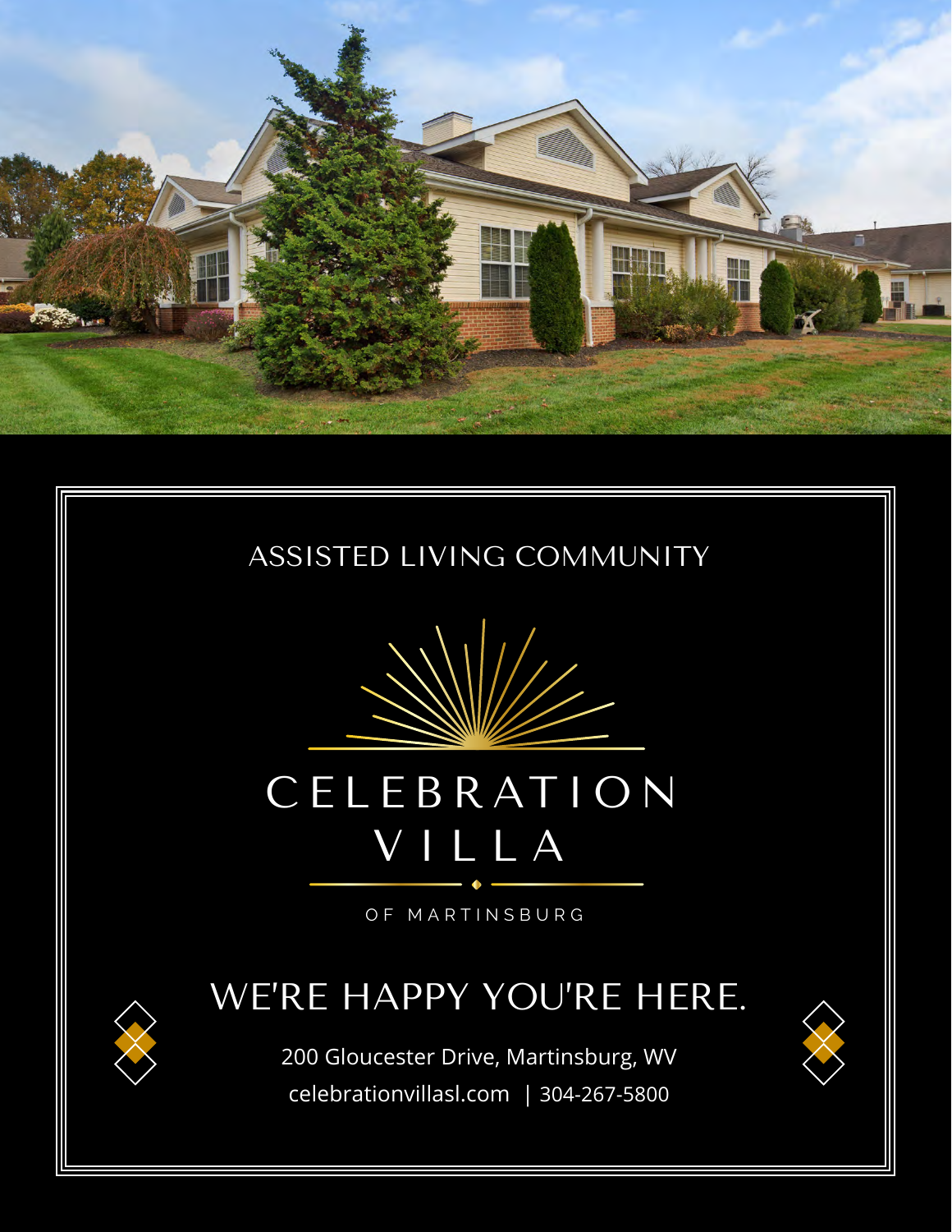ASSISTED LIVING COMMUNITY

# CELEBRATION VILLA

OF MARTINSBURG

## WE'RE HAPPY YOU'RE HERE.

200 Gloucester Drive, Martinsburg, WV

celebrationvillasl.com | 304-267-5800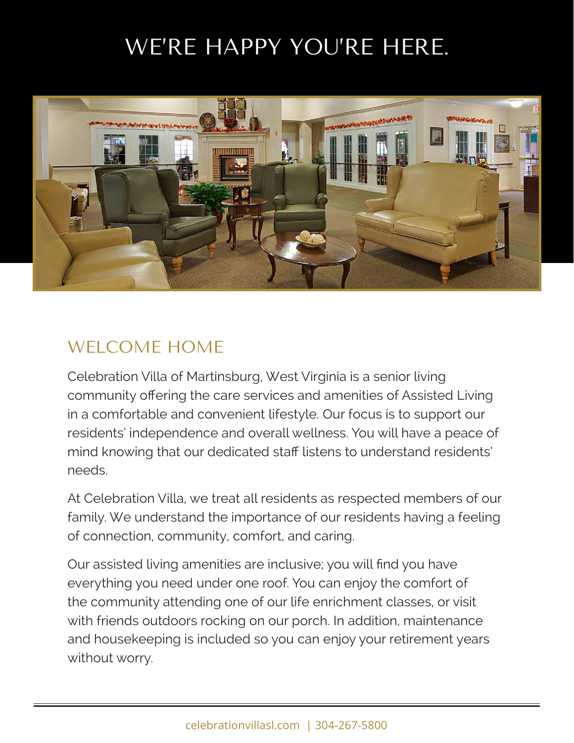# WE'RE HAPPY YOU'RE HERE.

## WELCOME HOME

Celebration Villa of Martinsburg, West Virginia is a senior living community offering the care services and amenities of Assisted Living in a comfortable and convenient lifestyle. Our focus is to support our residents' independence and overall wellness. You will have a peace of mind knowing that our dedicated staff listens to understand residents' needs.

At Celebration Villa, we treat all residents as respected members of our family. We understand the importance of our residents having a feeling of connection, community, comfort, and caring.

Our assisted living amenities are inclusive; you will find you have everything you need under one roof. You can enjoy the comfort of the community attending one of our life enrichment classes, or visit with friends outdoors rocking on our porch. In addition, maintenance and housekeeping is included so you can enjoy your retirement years without worry.

celebrationvillasl.com | 304-267-5800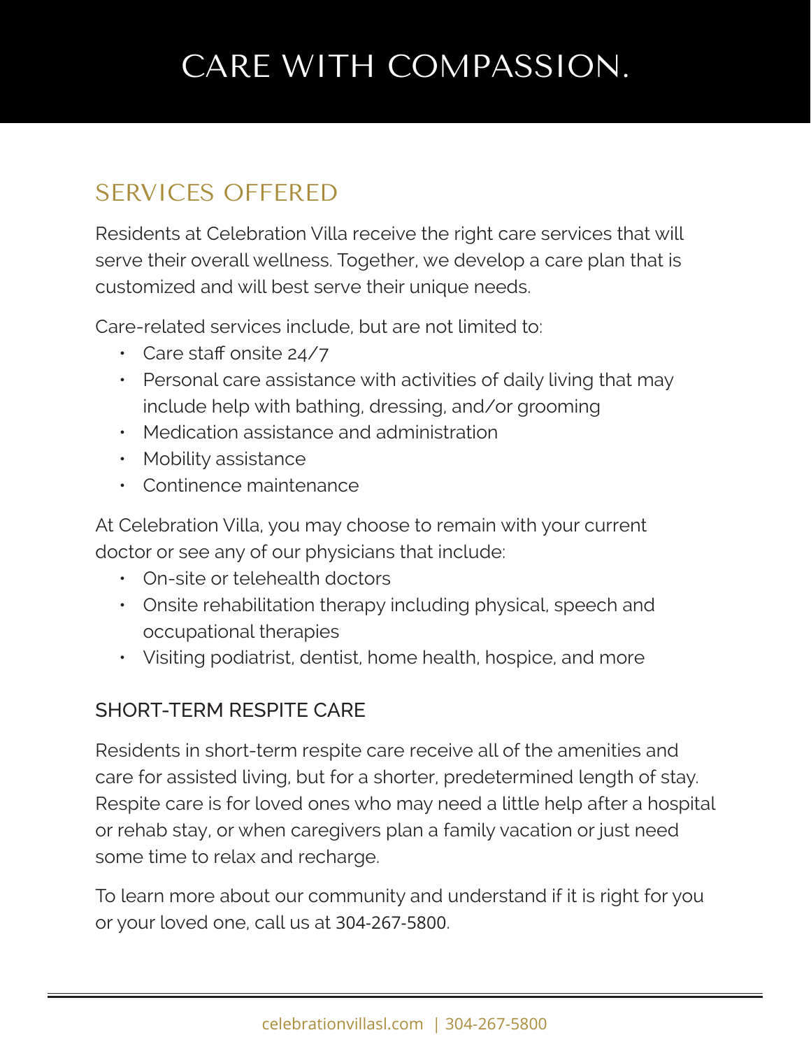# CARE WITH COMPASSION.

## SERVICES OFFERED

Residents at Celebration Villa receive the right care services that will serve their overall wellness. Together, we develop a care plan that is customized and will best serve their unique needs.

Care-related services include, but are not limited to:

- Care staff onsite 24/7
- Personal care assistance with activities of daily living that may include help with bathing, dressing, and/or grooming
- Medication assistance and administration
- Mobility assistance
- Continence maintenance

At Celebration Villa, you may choose to remain with your current doctor or see any of our physicians that include:

- On-site or telehealth doctors
- Onsite rehabilitation therapy including physical, speech and occupational therapies
- Visiting podiatrist, dentist, home health, hospice, and more

### SHORT-TERM RESPITE CARE

Residents in short-term respite care receive all of the amenities and care for assisted living, but for a shorter, predetermined length of stay. Respite care is for loved ones who may need a little help after a hospital or rehab stay, or when caregivers plan a family vacation or just need some time to relax and recharge.

To learn more about our community and understand if it is right for you or your loved one, call us at 304-267-5800.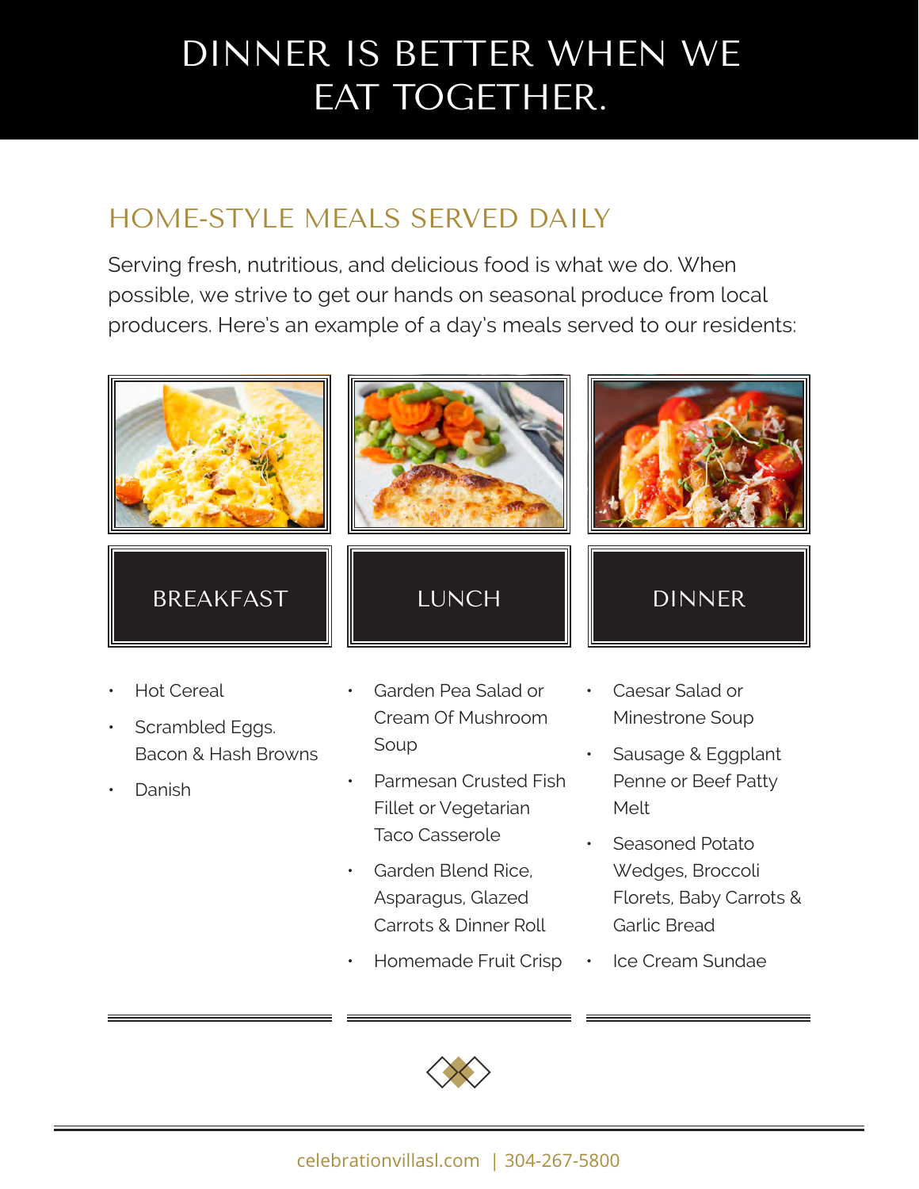# DINNER IS BETTER WHEN WE EAT TOGETHER.

## HOME-STYLE MEALS SERVED DAILY

Serving fresh, nutritious, and delicious food is what we do. When possible, we strive to get our hands on seasonal produce from local producers. Here's an example of a day's meals served to our residents:

### BREAKFAST

- Hot Cereal
- Scrambled Eggs. Bacon & Hash Browns
- Danish

### LUNCH

- Garden Pea Salad or Cream Of Mushroom Soup
- Parmesan Crusted Fish Fillet or Vegetarian Taco Casserole
- Garden Blend Rice, Asparagus, Glazed Carrots & Dinner Roll
- Homemade Fruit Crisp

### DINNER

- Caesar Salad or Minestrone Soup
- Sausage & Eggplant Penne or Beef Patty Melt
- Seasoned Potato Wedges, Broccoli Florets, Baby Carrots & Garlic Bread
- Ice Cream Sundae

celebrationvillasl.com | 304-267-5800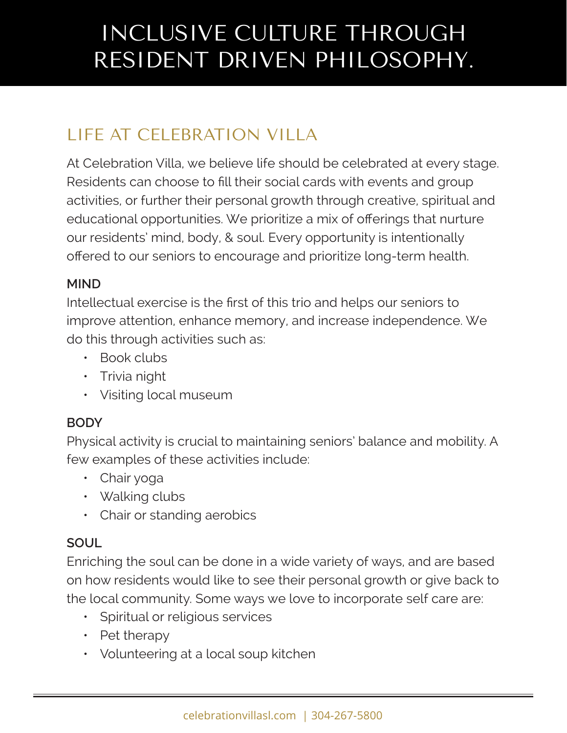# INCLUSIVE CULTURE THROUGH RESIDENT DRIVEN PHILOSOPHY.

## LIFE AT CELEBRATION VILLA

At Celebration Villa, we believe life should be celebrated at every stage. Residents can choose to fill their social cards with events and group activities, or further their personal growth through creative, spiritual and educational opportunities. We prioritize a mix of offerings that nurture our residents' mind, body, & soul. Every opportunity is intentionally offered to our seniors to encourage and prioritize long-term health.

### MIND

Intellectual exercise is the first of this trio and helps our seniors to improve attention, enhance memory, and increase independence. We do this through activities such as:

- Book clubs
- Trivia night
- Visiting local museum

### BODY

Physical activity is crucial to maintaining seniors' balance and mobility. A few examples of these activities include:

- Chair yoga
- Walking clubs
- Chair or standing aerobics

### SOUL

Enriching the soul can be done in a wide variety of ways, and are based on how residents would like to see their personal growth or give back to the local community. Some ways we love to incorporate self care are:

- Spiritual or religious services
- Pet therapy
- Volunteering at a local soup kitchen

celebrationvillasl.com | 304-267-5800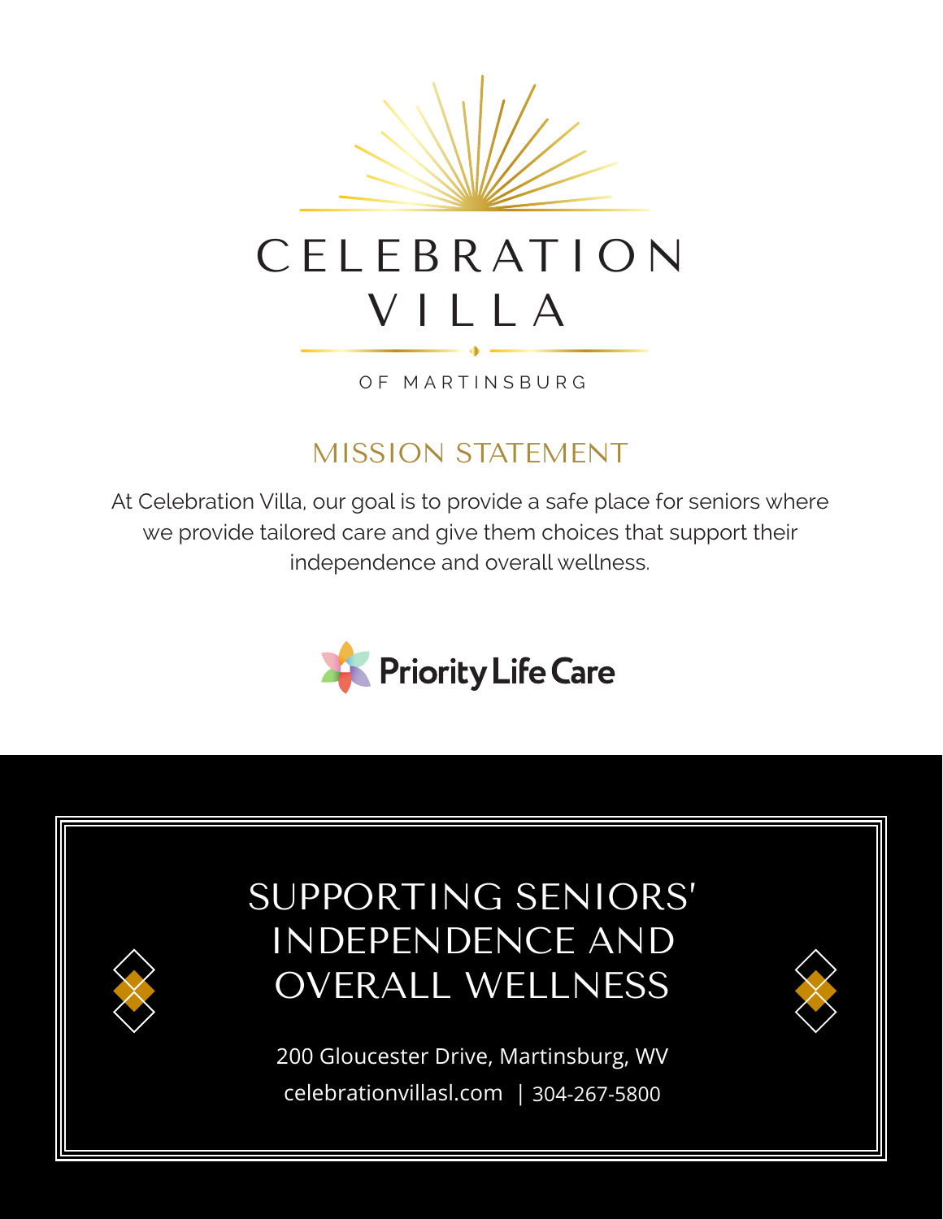# CELEBRATION VILLA

OF MARTINSBURG

## MISSION STATEMENT

At Celebration Villa, our goal is to provide a safe place for seniors where we provide tailored care and give them choices that support their independence and overall wellness.

Priority Life Care

## SUPPORTING SENIORS' INDEPENDENCE AND OVERALL WELLNESS

200 Gloucester Drive, Martinsburg, WV

celebrationvillasl.com | 304-267-5800